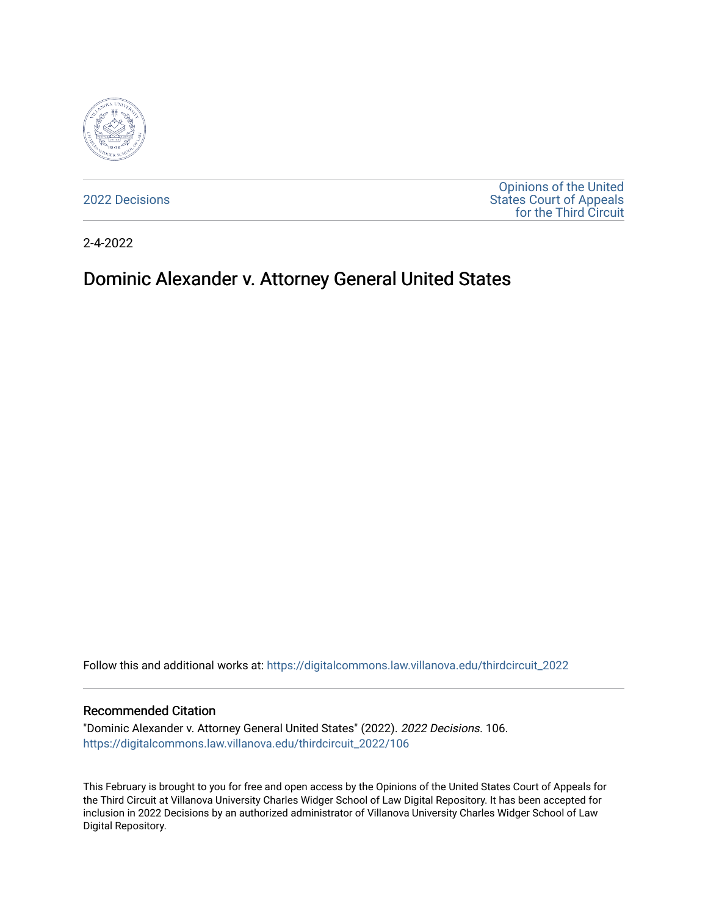2022 Decisions

Opinions of the United States Court of Appeals for the Third Circuit

2-4-2022

# Dominic Alexander v. Attorney General United States

Follow this and additional works at: https://digitalcommons.law.villanova.edu/thirdcircuit_2022

## Recommended Citation

"Dominic Alexander v. Attorney General United States" (2022). *2022 Decisions*. 106.
https://digitalcommons.law.villanova.edu/thirdcircuit_2022/106

This February is brought to you for free and open access by the Opinions of the United States Court of Appeals for the Third Circuit at Villanova University Charles Widger School of Law Digital Repository. It has been accepted for inclusion in 2022 Decisions by an authorized administrator of Villanova University Charles Widger School of Law Digital Repository.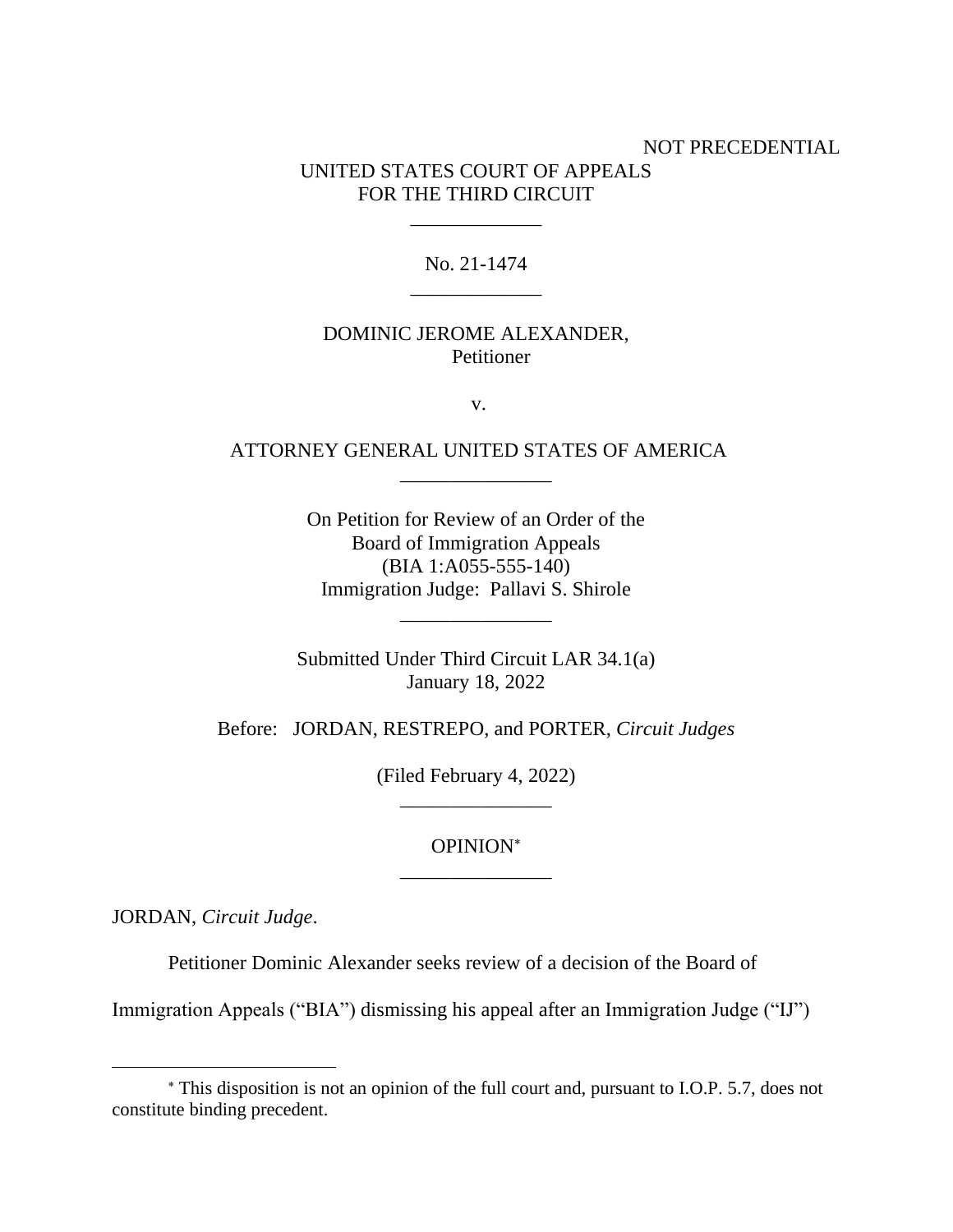NOT PRECEDENTIAL

UNITED STATES COURT OF APPEALS
FOR THE THIRD CIRCUIT

\_\_\_\_\_\_\_\_\_\_\_\_\_

No. 21-1474

\_\_\_\_\_\_\_\_\_\_\_\_\_

DOMINIC JEROME ALEXANDER,
Petitioner

v.

ATTORNEY GENERAL UNITED STATES OF AMERICA

\_\_\_\_\_\_\_\_\_\_\_\_\_\_\_

On Petition for Review of an Order of the
Board of Immigration Appeals
(BIA 1:A055-555-140)
Immigration Judge: Pallavi S. Shirole

\_\_\_\_\_\_\_\_\_\_\_\_\_\_\_

Submitted Under Third Circuit LAR 34.1(a)
January 18, 2022

Before: JORDAN, RESTREPO, and PORTER, *Circuit Judges*

(Filed February 4, 2022)

\_\_\_\_\_\_\_\_\_\_\_\_\_\_\_

OPINION[*]

\_\_\_\_\_\_\_\_\_\_\_\_\_\_\_

JORDAN, *Circuit Judge*.

Petitioner Dominic Alexander seeks review of a decision of the Board of Immigration Appeals ("BIA") dismissing his appeal after an Immigration Judge ("IJ")

---

[*] This disposition is not an opinion of the full court and, pursuant to I.O.P. 5.7, does not constitute binding precedent.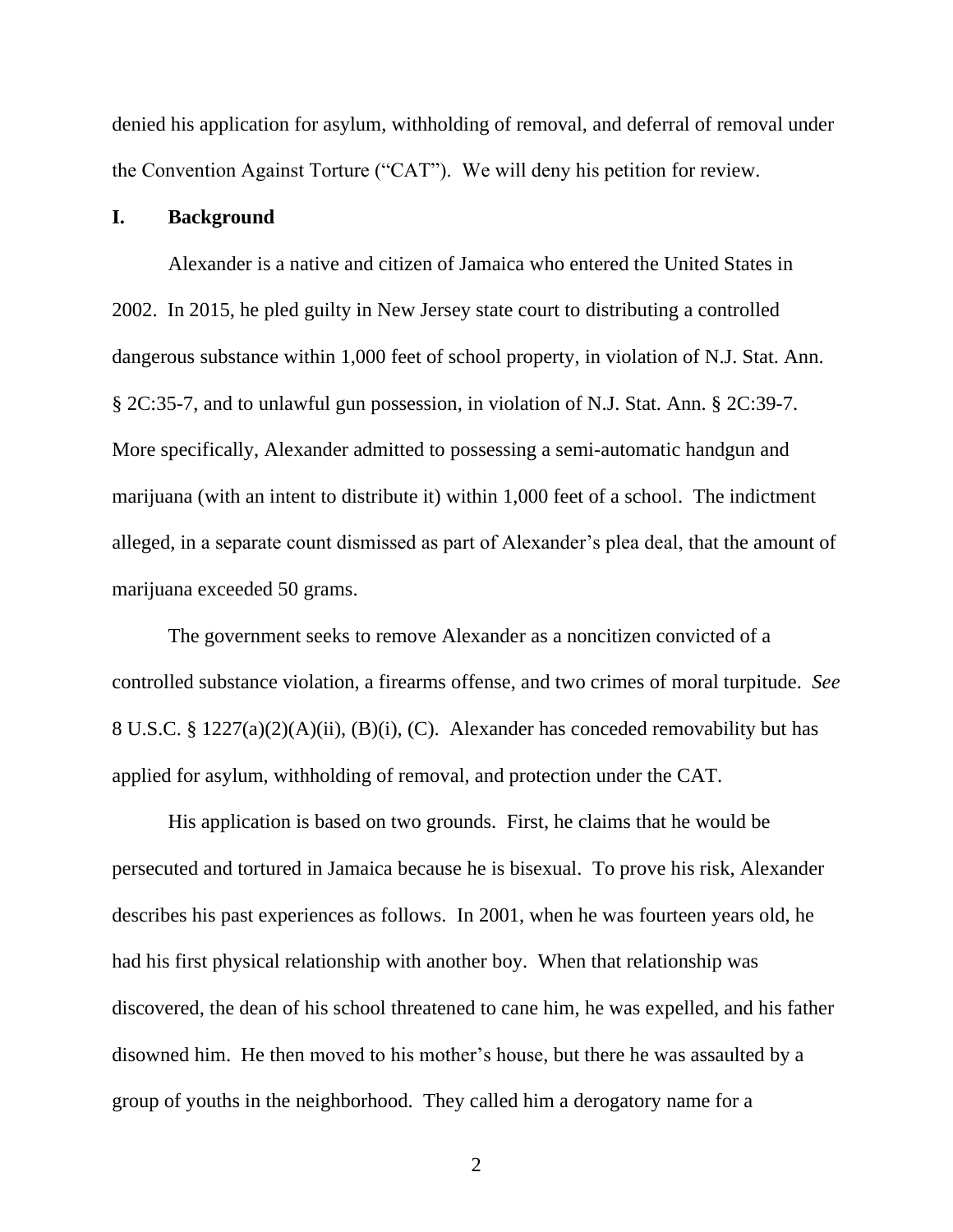denied his application for asylum, withholding of removal, and deferral of removal under the Convention Against Torture ("CAT"). We will deny his petition for review.

## I. Background

Alexander is a native and citizen of Jamaica who entered the United States in 2002. In 2015, he pled guilty in New Jersey state court to distributing a controlled dangerous substance within 1,000 feet of school property, in violation of N.J. Stat. Ann. § 2C:35-7, and to unlawful gun possession, in violation of N.J. Stat. Ann. § 2C:39-7. More specifically, Alexander admitted to possessing a semi-automatic handgun and marijuana (with an intent to distribute it) within 1,000 feet of a school. The indictment alleged, in a separate count dismissed as part of Alexander's plea deal, that the amount of marijuana exceeded 50 grams.

The government seeks to remove Alexander as a noncitizen convicted of a controlled substance violation, a firearms offense, and two crimes of moral turpitude. *See* 8 U.S.C. § 1227(a)(2)(A)(ii), (B)(i), (C). Alexander has conceded removability but has applied for asylum, withholding of removal, and protection under the CAT.

His application is based on two grounds. First, he claims that he would be persecuted and tortured in Jamaica because he is bisexual. To prove his risk, Alexander describes his past experiences as follows. In 2001, when he was fourteen years old, he had his first physical relationship with another boy. When that relationship was discovered, the dean of his school threatened to cane him, he was expelled, and his father disowned him. He then moved to his mother's house, but there he was assaulted by a group of youths in the neighborhood. They called him a derogatory name for a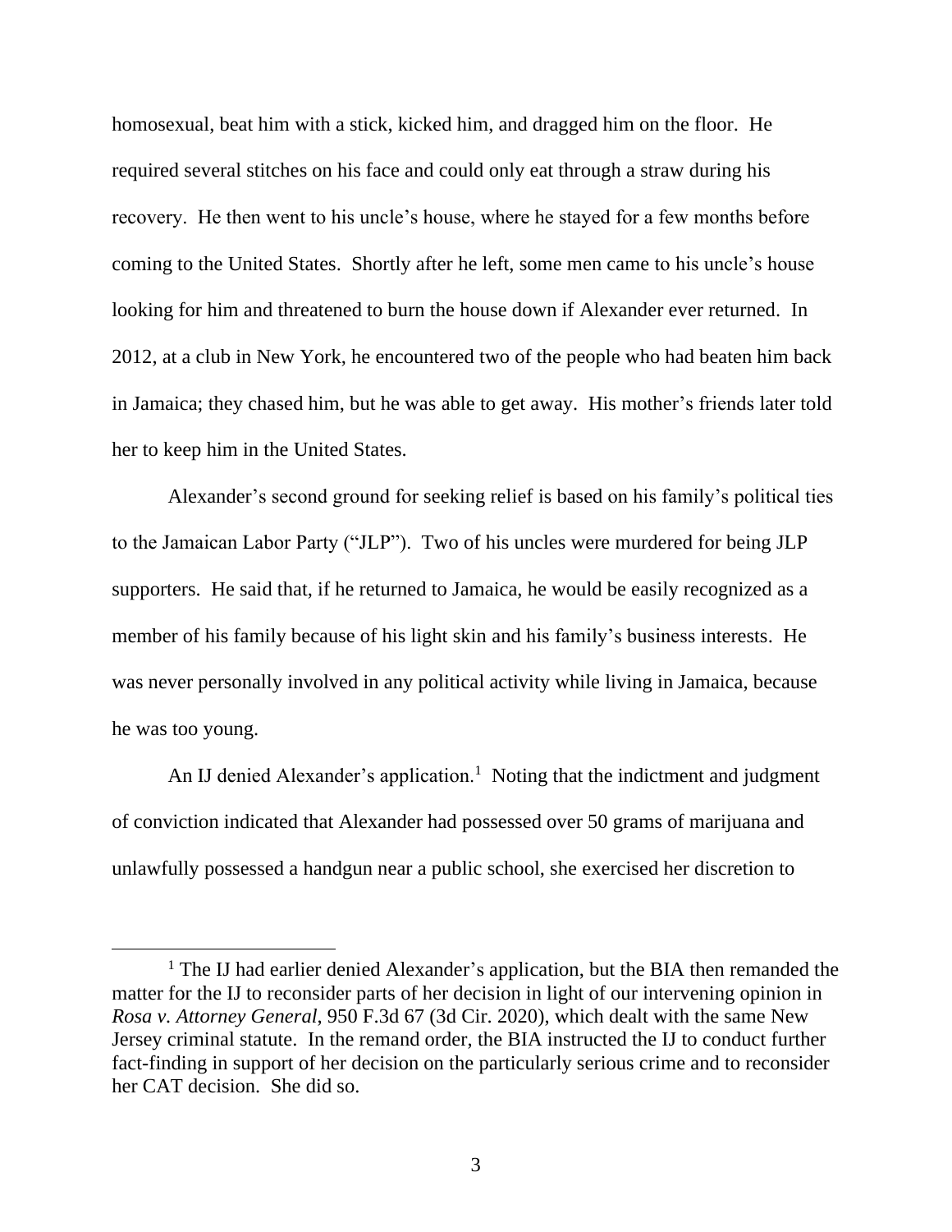homosexual, beat him with a stick, kicked him, and dragged him on the floor. He required several stitches on his face and could only eat through a straw during his recovery. He then went to his uncle's house, where he stayed for a few months before coming to the United States. Shortly after he left, some men came to his uncle's house looking for him and threatened to burn the house down if Alexander ever returned. In 2012, at a club in New York, he encountered two of the people who had beaten him back in Jamaica; they chased him, but he was able to get away. His mother's friends later told her to keep him in the United States.

Alexander's second ground for seeking relief is based on his family's political ties to the Jamaican Labor Party ("JLP"). Two of his uncles were murdered for being JLP supporters. He said that, if he returned to Jamaica, he would be easily recognized as a member of his family because of his light skin and his family's business interests. He was never personally involved in any political activity while living in Jamaica, because he was too young.

An IJ denied Alexander's application.[1] Noting that the indictment and judgment of conviction indicated that Alexander had possessed over 50 grams of marijuana and unlawfully possessed a handgun near a public school, she exercised her discretion to

[1] The IJ had earlier denied Alexander's application, but the BIA then remanded the matter for the IJ to reconsider parts of her decision in light of our intervening opinion in *Rosa v. Attorney General*, 950 F.3d 67 (3d Cir. 2020), which dealt with the same New Jersey criminal statute. In the remand order, the BIA instructed the IJ to conduct further fact-finding in support of her decision on the particularly serious crime and to reconsider her CAT decision. She did so.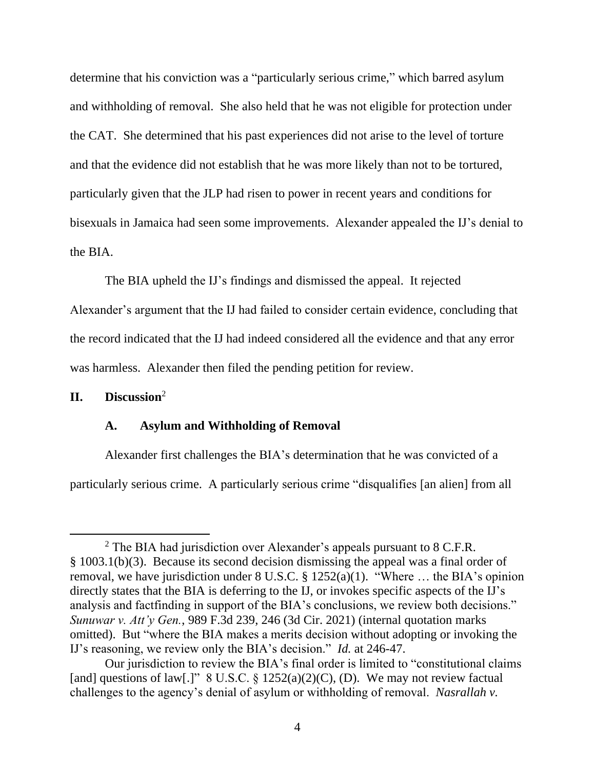determine that his conviction was a "particularly serious crime," which barred asylum and withholding of removal. She also held that he was not eligible for protection under the CAT. She determined that his past experiences did not arise to the level of torture and that the evidence did not establish that he was more likely than not to be tortured, particularly given that the JLP had risen to power in recent years and conditions for bisexuals in Jamaica had seen some improvements. Alexander appealed the IJ's denial to the BIA.

The BIA upheld the IJ's findings and dismissed the appeal. It rejected Alexander's argument that the IJ had failed to consider certain evidence, concluding that the record indicated that the IJ had indeed considered all the evidence and that any error was harmless. Alexander then filed the pending petition for review.

## II. Discussion[2]

### A. Asylum and Withholding of Removal

Alexander first challenges the BIA's determination that he was convicted of a particularly serious crime. A particularly serious crime "disqualifies [an alien] from all

---

[2] The BIA had jurisdiction over Alexander's appeals pursuant to 8 C.F.R. § 1003.1(b)(3). Because its second decision dismissing the appeal was a final order of removal, we have jurisdiction under 8 U.S.C. § 1252(a)(1). "Where … the BIA's opinion directly states that the BIA is deferring to the IJ, or invokes specific aspects of the IJ's analysis and factfinding in support of the BIA's conclusions, we review both decisions." *Sunuwar v. Att'y Gen.*, 989 F.3d 239, 246 (3d Cir. 2021) (internal quotation marks omitted). But "where the BIA makes a merits decision without adopting or invoking the IJ's reasoning, we review only the BIA's decision." *Id.* at 246-47.

Our jurisdiction to review the BIA's final order is limited to "constitutional claims [and] questions of law[.]" 8 U.S.C. § 1252(a)(2)(C), (D). We may not review factual challenges to the agency's denial of asylum or withholding of removal. *Nasrallah v.*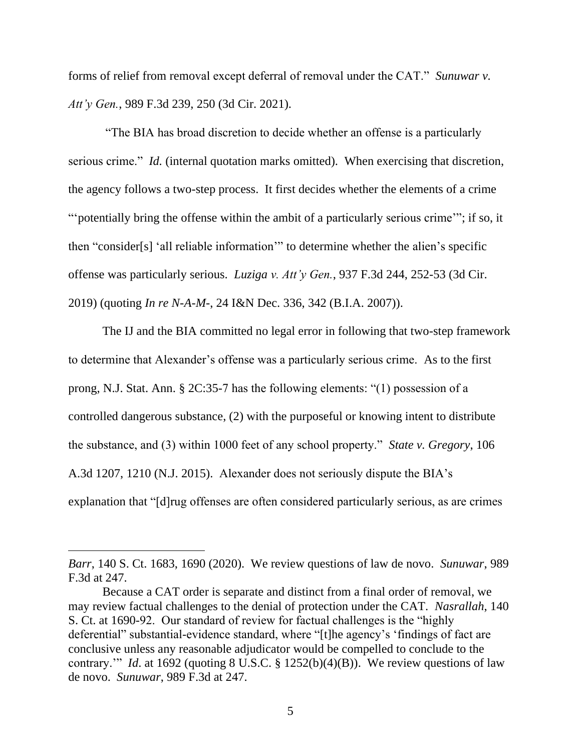forms of relief from removal except deferral of removal under the CAT." *Sunuwar v. Att'y Gen.*, 989 F.3d 239, 250 (3d Cir. 2021).

"The BIA has broad discretion to decide whether an offense is a particularly serious crime." *Id.* (internal quotation marks omitted). When exercising that discretion, the agency follows a two-step process. It first decides whether the elements of a crime "'potentially bring the offense within the ambit of a particularly serious crime'"; if so, it then "consider[s] 'all reliable information'" to determine whether the alien's specific offense was particularly serious. *Luziga v. Att'y Gen.*, 937 F.3d 244, 252-53 (3d Cir. 2019) (quoting *In re N-A-M-*, 24 I&N Dec. 336, 342 (B.I.A. 2007)).

The IJ and the BIA committed no legal error in following that two-step framework to determine that Alexander's offense was a particularly serious crime. As to the first prong, N.J. Stat. Ann. § 2C:35-7 has the following elements: "(1) possession of a controlled dangerous substance, (2) with the purposeful or knowing intent to distribute the substance, and (3) within 1000 feet of any school property." *State v. Gregory*, 106 A.3d 1207, 1210 (N.J. 2015). Alexander does not seriously dispute the BIA's explanation that "[d]rug offenses are often considered particularly serious, as are crimes

---

*Barr*, 140 S. Ct. 1683, 1690 (2020). We review questions of law de novo. *Sunuwar*, 989 F.3d at 247.

Because a CAT order is separate and distinct from a final order of removal, we may review factual challenges to the denial of protection under the CAT. *Nasrallah*, 140 S. Ct. at 1690-92. Our standard of review for factual challenges is the "highly deferential" substantial-evidence standard, where "[t]he agency's 'findings of fact are conclusive unless any reasonable adjudicator would be compelled to conclude to the contrary.'" *Id*. at 1692 (quoting 8 U.S.C. § 1252(b)(4)(B)). We review questions of law de novo. *Sunuwar*, 989 F.3d at 247.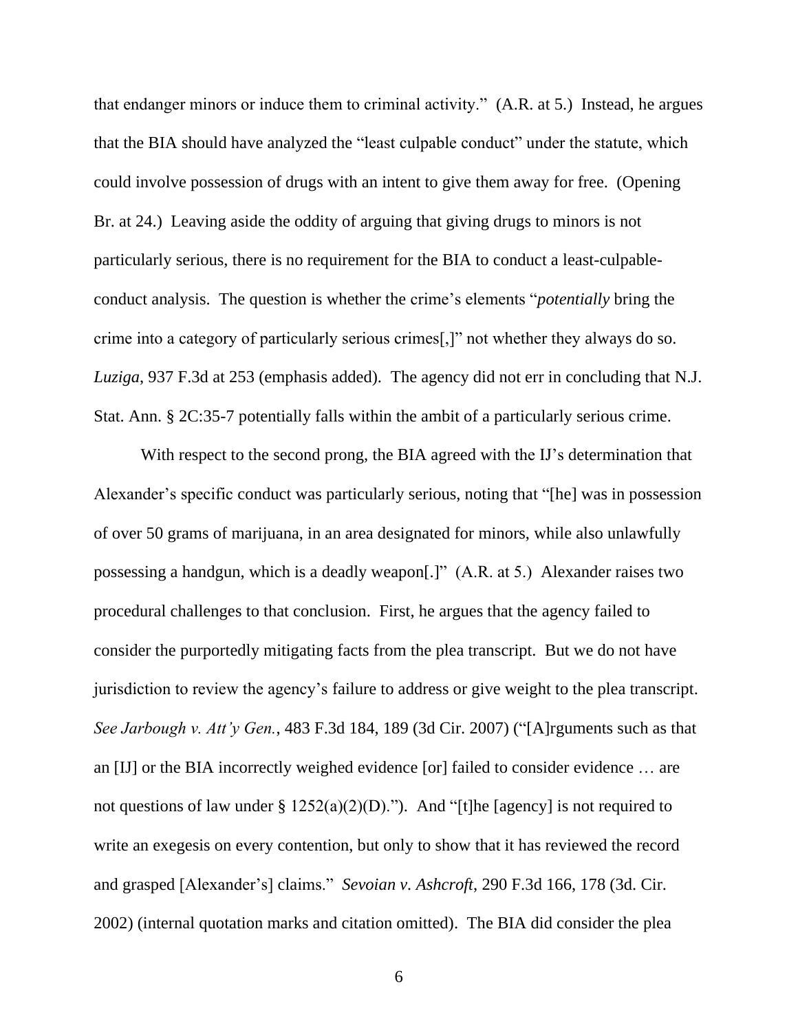that endanger minors or induce them to criminal activity." (A.R. at 5.) Instead, he argues that the BIA should have analyzed the "least culpable conduct" under the statute, which could involve possession of drugs with an intent to give them away for free. (Opening Br. at 24.) Leaving aside the oddity of arguing that giving drugs to minors is not particularly serious, there is no requirement for the BIA to conduct a least-culpable-conduct analysis. The question is whether the crime's elements "*potentially* bring the crime into a category of particularly serious crimes[,]" not whether they always do so. *Luziga*, 937 F.3d at 253 (emphasis added). The agency did not err in concluding that N.J. Stat. Ann. § 2C:35-7 potentially falls within the ambit of a particularly serious crime.

With respect to the second prong, the BIA agreed with the IJ's determination that Alexander's specific conduct was particularly serious, noting that "[he] was in possession of over 50 grams of marijuana, in an area designated for minors, while also unlawfully possessing a handgun, which is a deadly weapon[.]" (A.R. at 5.) Alexander raises two procedural challenges to that conclusion. First, he argues that the agency failed to consider the purportedly mitigating facts from the plea transcript. But we do not have jurisdiction to review the agency's failure to address or give weight to the plea transcript. *See Jarbough v. Att'y Gen.*, 483 F.3d 184, 189 (3d Cir. 2007) ("[A]rguments such as that an [IJ] or the BIA incorrectly weighed evidence [or] failed to consider evidence … are not questions of law under § 1252(a)(2)(D)."). And "[t]he [agency] is not required to write an exegesis on every contention, but only to show that it has reviewed the record and grasped [Alexander's] claims." *Sevoian v. Ashcroft*, 290 F.3d 166, 178 (3d. Cir. 2002) (internal quotation marks and citation omitted). The BIA did consider the plea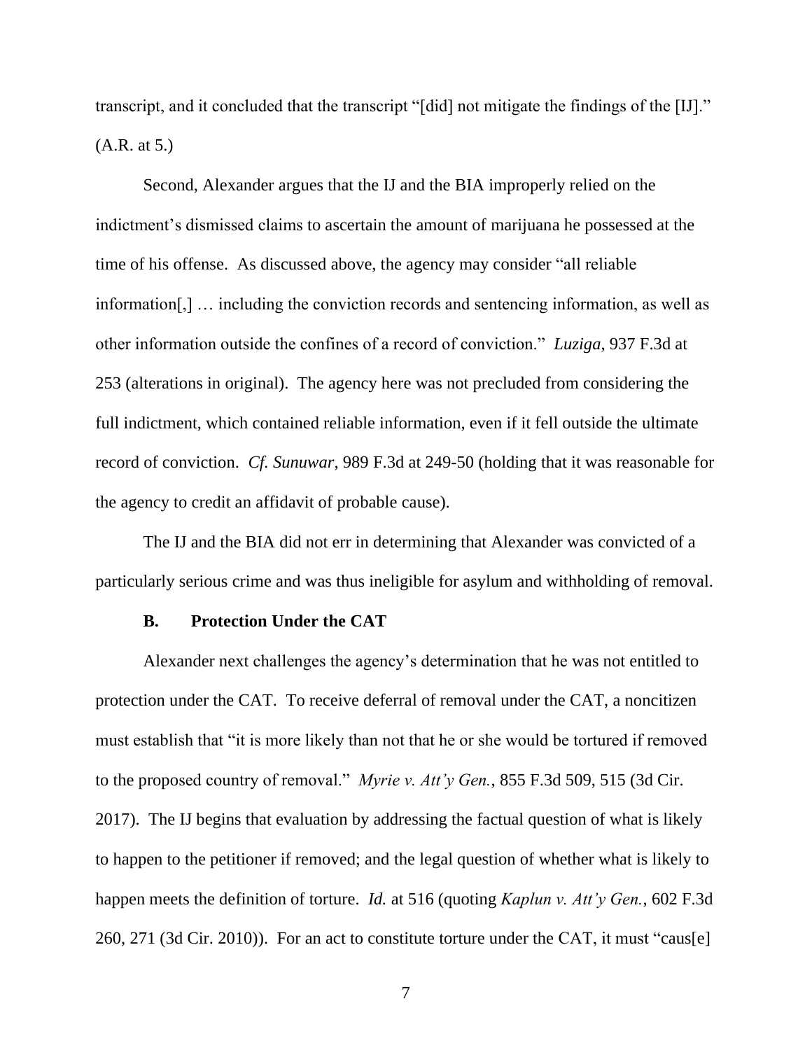transcript, and it concluded that the transcript "[did] not mitigate the findings of the [IJ]." (A.R. at 5.)

Second, Alexander argues that the IJ and the BIA improperly relied on the indictment's dismissed claims to ascertain the amount of marijuana he possessed at the time of his offense. As discussed above, the agency may consider "all reliable information[,] … including the conviction records and sentencing information, as well as other information outside the confines of a record of conviction." *Luziga*, 937 F.3d at 253 (alterations in original). The agency here was not precluded from considering the full indictment, which contained reliable information, even if it fell outside the ultimate record of conviction. *Cf. Sunuwar*, 989 F.3d at 249-50 (holding that it was reasonable for the agency to credit an affidavit of probable cause).

The IJ and the BIA did not err in determining that Alexander was convicted of a particularly serious crime and was thus ineligible for asylum and withholding of removal.

### B. Protection Under the CAT

Alexander next challenges the agency's determination that he was not entitled to protection under the CAT. To receive deferral of removal under the CAT, a noncitizen must establish that "it is more likely than not that he or she would be tortured if removed to the proposed country of removal." *Myrie v. Att'y Gen.*, 855 F.3d 509, 515 (3d Cir. 2017). The IJ begins that evaluation by addressing the factual question of what is likely to happen to the petitioner if removed; and the legal question of whether what is likely to happen meets the definition of torture. *Id.* at 516 (quoting *Kaplun v. Att'y Gen.*, 602 F.3d 260, 271 (3d Cir. 2010)). For an act to constitute torture under the CAT, it must "caus[e]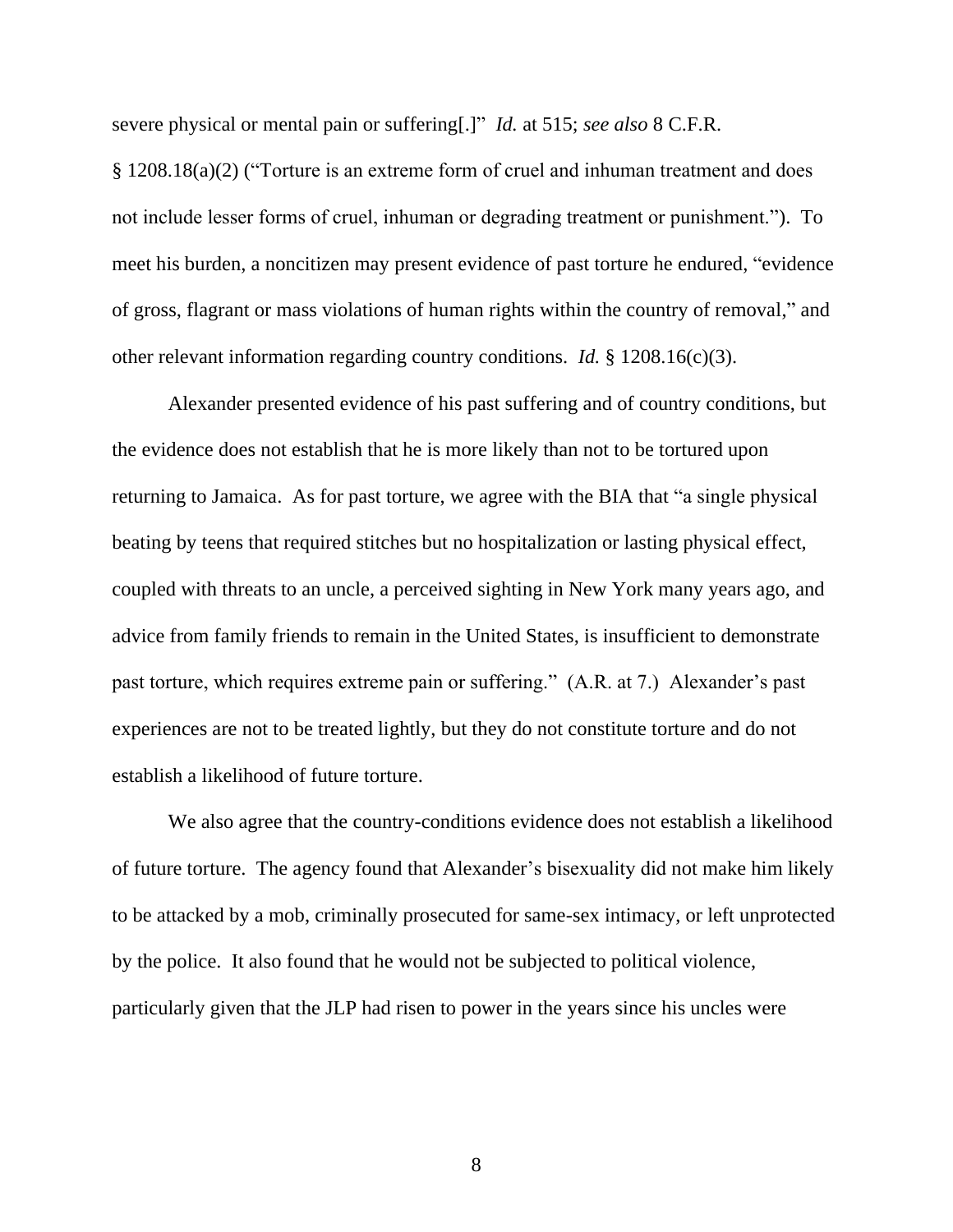severe physical or mental pain or suffering[.]" *Id.* at 515; *see also* 8 C.F.R. § 1208.18(a)(2) ("Torture is an extreme form of cruel and inhuman treatment and does not include lesser forms of cruel, inhuman or degrading treatment or punishment."). To meet his burden, a noncitizen may present evidence of past torture he endured, "evidence of gross, flagrant or mass violations of human rights within the country of removal," and other relevant information regarding country conditions. *Id.* § 1208.16(c)(3).

Alexander presented evidence of his past suffering and of country conditions, but the evidence does not establish that he is more likely than not to be tortured upon returning to Jamaica. As for past torture, we agree with the BIA that "a single physical beating by teens that required stitches but no hospitalization or lasting physical effect, coupled with threats to an uncle, a perceived sighting in New York many years ago, and advice from family friends to remain in the United States, is insufficient to demonstrate past torture, which requires extreme pain or suffering." (A.R. at 7.) Alexander's past experiences are not to be treated lightly, but they do not constitute torture and do not establish a likelihood of future torture.

We also agree that the country-conditions evidence does not establish a likelihood of future torture. The agency found that Alexander's bisexuality did not make him likely to be attacked by a mob, criminally prosecuted for same-sex intimacy, or left unprotected by the police. It also found that he would not be subjected to political violence, particularly given that the JLP had risen to power in the years since his uncles were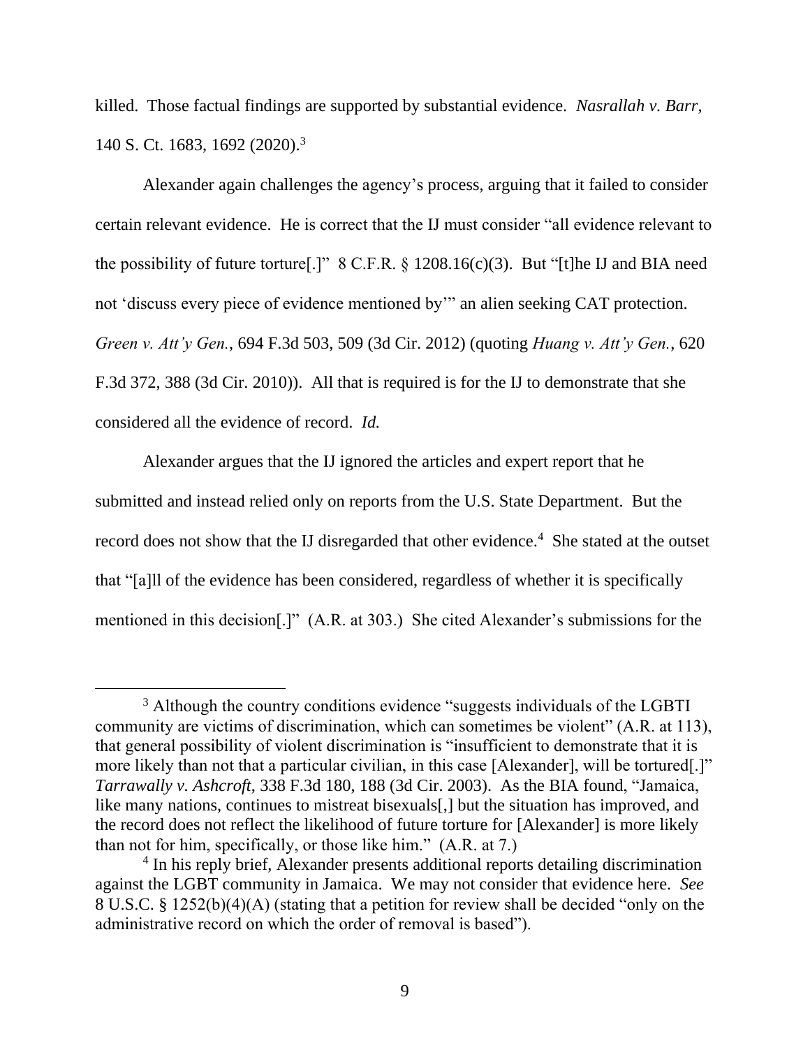killed. Those factual findings are supported by substantial evidence. *Nasrallah v. Barr*, 140 S. Ct. 1683, 1692 (2020).[3]

Alexander again challenges the agency's process, arguing that it failed to consider certain relevant evidence. He is correct that the IJ must consider "all evidence relevant to the possibility of future torture[.]" 8 C.F.R. § 1208.16(c)(3). But "[t]he IJ and BIA need not 'discuss every piece of evidence mentioned by'" an alien seeking CAT protection. *Green v. Att'y Gen.*, 694 F.3d 503, 509 (3d Cir. 2012) (quoting *Huang v. Att'y Gen.*, 620 F.3d 372, 388 (3d Cir. 2010)). All that is required is for the IJ to demonstrate that she considered all the evidence of record. *Id.*

Alexander argues that the IJ ignored the articles and expert report that he submitted and instead relied only on reports from the U.S. State Department. But the record does not show that the IJ disregarded that other evidence.[4] She stated at the outset that "[a]ll of the evidence has been considered, regardless of whether it is specifically mentioned in this decision[.]" (A.R. at 303.) She cited Alexander's submissions for the

[3] Although the country conditions evidence "suggests individuals of the LGBTI community are victims of discrimination, which can sometimes be violent" (A.R. at 113), that general possibility of violent discrimination is "insufficient to demonstrate that it is more likely than not that a particular civilian, in this case [Alexander], will be tortured[.]" *Tarrawally v. Ashcroft*, 338 F.3d 180, 188 (3d Cir. 2003). As the BIA found, "Jamaica, like many nations, continues to mistreat bisexuals[,] but the situation has improved, and the record does not reflect the likelihood of future torture for [Alexander] is more likely than not for him, specifically, or those like him." (A.R. at 7.)

[4] In his reply brief, Alexander presents additional reports detailing discrimination against the LGBT community in Jamaica. We may not consider that evidence here. *See* 8 U.S.C. § 1252(b)(4)(A) (stating that a petition for review shall be decided "only on the administrative record on which the order of removal is based").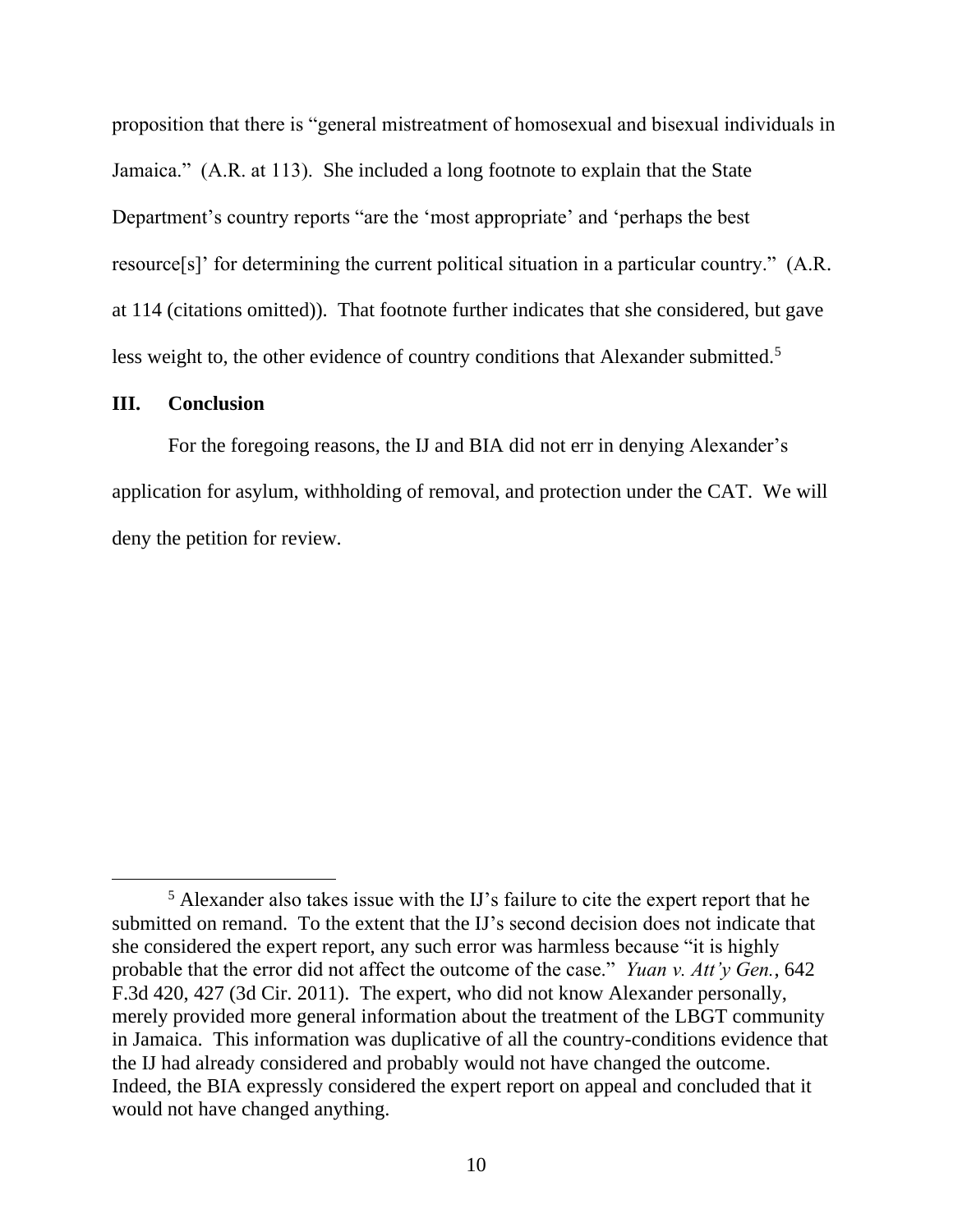proposition that there is "general mistreatment of homosexual and bisexual individuals in Jamaica." (A.R. at 113). She included a long footnote to explain that the State Department's country reports "are the 'most appropriate' and 'perhaps the best resource[s]' for determining the current political situation in a particular country." (A.R. at 114 (citations omitted)). That footnote further indicates that she considered, but gave less weight to, the other evidence of country conditions that Alexander submitted.[5]

## III. Conclusion

For the foregoing reasons, the IJ and BIA did not err in denying Alexander's application for asylum, withholding of removal, and protection under the CAT. We will deny the petition for review.

---

[5] Alexander also takes issue with the IJ's failure to cite the expert report that he submitted on remand. To the extent that the IJ's second decision does not indicate that she considered the expert report, any such error was harmless because "it is highly probable that the error did not affect the outcome of the case." *Yuan v. Att'y Gen.*, 642 F.3d 420, 427 (3d Cir. 2011). The expert, who did not know Alexander personally, merely provided more general information about the treatment of the LBGT community in Jamaica. This information was duplicative of all the country-conditions evidence that the IJ had already considered and probably would not have changed the outcome. Indeed, the BIA expressly considered the expert report on appeal and concluded that it would not have changed anything.